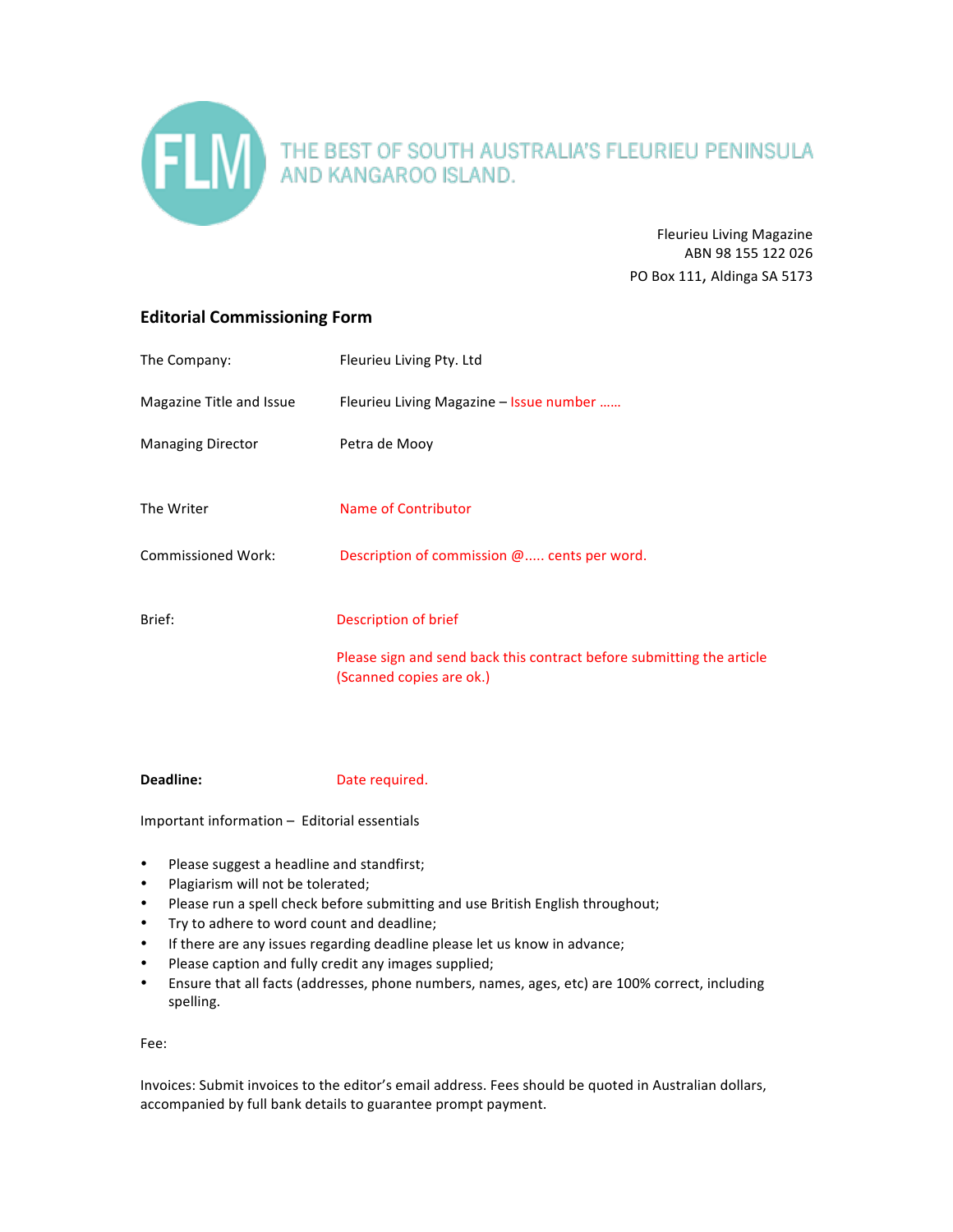FLM THE BEST OF SOUTH AUSTRALIA'S FLEURIEU PENINSULA AND KANGAROO ISLAND.

Fleurieu Living Magazine
ABN 98 155 122 026
PO Box 111, Aldinga SA 5173

## Editorial Commissioning Form

| | |
|---|---|
| The Company: | Fleurieu Living Pty. Ltd |
| Magazine Title and Issue | Fleurieu Living Magazine – Issue number …… |
| Managing Director | Petra de Mooy |
| The Writer | Name of Contributor |
| Commissioned Work: | Description of commission @….. cents per word. |
| Brief: | Description of brief<br><br>Please sign and send back this contract before submitting the article (Scanned copies are ok.) |
| **Deadline:** | Date required. |

Important information – Editorial essentials

- Please suggest a headline and standfirst;
- Plagiarism will not be tolerated;
- Please run a spell check before submitting and use British English throughout;
- Try to adhere to word count and deadline;
- If there are any issues regarding deadline please let us know in advance;
- Please caption and fully credit any images supplied;
- Ensure that all facts (addresses, phone numbers, names, ages, etc) are 100% correct, including spelling.

Fee:

Invoices: Submit invoices to the editor's email address. Fees should be quoted in Australian dollars, accompanied by full bank details to guarantee prompt payment.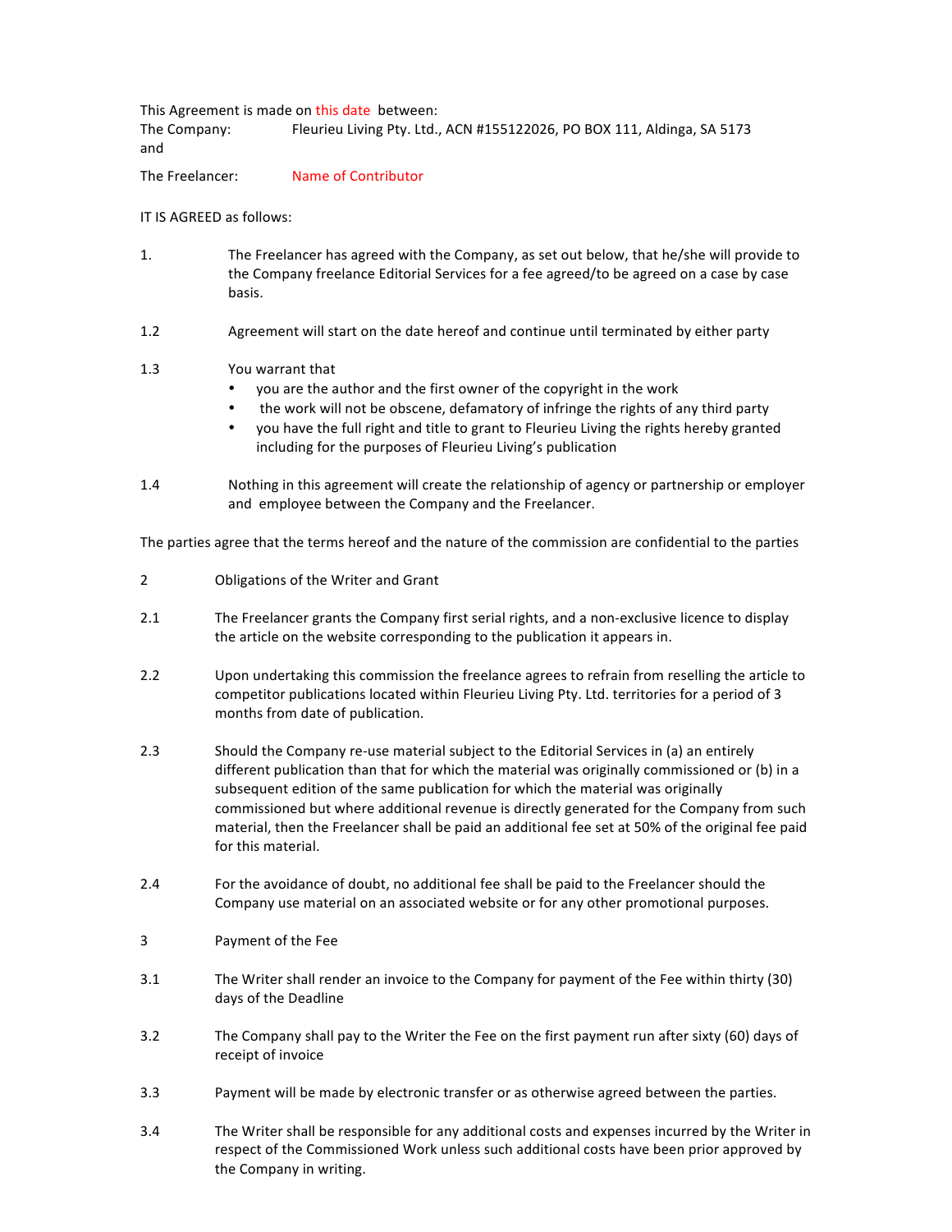This Agreement is made on this date between:

The Company: Fleurieu Living Pty. Ltd., ACN #155122026, PO BOX 111, Aldinga, SA 5173

and

The Freelancer: Name of Contributor

IT IS AGREED as follows:

1. The Freelancer has agreed with the Company, as set out below, that he/she will provide to the Company freelance Editorial Services for a fee agreed/to be agreed on a case by case basis.

1.2 Agreement will start on the date hereof and continue until terminated by either party

1.3 You warrant that
   - you are the author and the first owner of the copyright in the work
   - the work will not be obscene, defamatory of infringe the rights of any third party
   - you have the full right and title to grant to Fleurieu Living the rights hereby granted including for the purposes of Fleurieu Living's publication

1.4 Nothing in this agreement will create the relationship of agency or partnership or employer and employee between the Company and the Freelancer.

The parties agree that the terms hereof and the nature of the commission are confidential to the parties

2 Obligations of the Writer and Grant

2.1 The Freelancer grants the Company first serial rights, and a non-exclusive licence to display the article on the website corresponding to the publication it appears in.

2.2 Upon undertaking this commission the freelance agrees to refrain from reselling the article to competitor publications located within Fleurieu Living Pty. Ltd. territories for a period of 3 months from date of publication.

2.3 Should the Company re-use material subject to the Editorial Services in (a) an entirely different publication than that for which the material was originally commissioned or (b) in a subsequent edition of the same publication for which the material was originally commissioned but where additional revenue is directly generated for the Company from such material, then the Freelancer shall be paid an additional fee set at 50% of the original fee paid for this material.

2.4 For the avoidance of doubt, no additional fee shall be paid to the Freelancer should the Company use material on an associated website or for any other promotional purposes.

3 Payment of the Fee

3.1 The Writer shall render an invoice to the Company for payment of the Fee within thirty (30) days of the Deadline

3.2 The Company shall pay to the Writer the Fee on the first payment run after sixty (60) days of receipt of invoice

3.3 Payment will be made by electronic transfer or as otherwise agreed between the parties.

3.4 The Writer shall be responsible for any additional costs and expenses incurred by the Writer in respect of the Commissioned Work unless such additional costs have been prior approved by the Company in writing.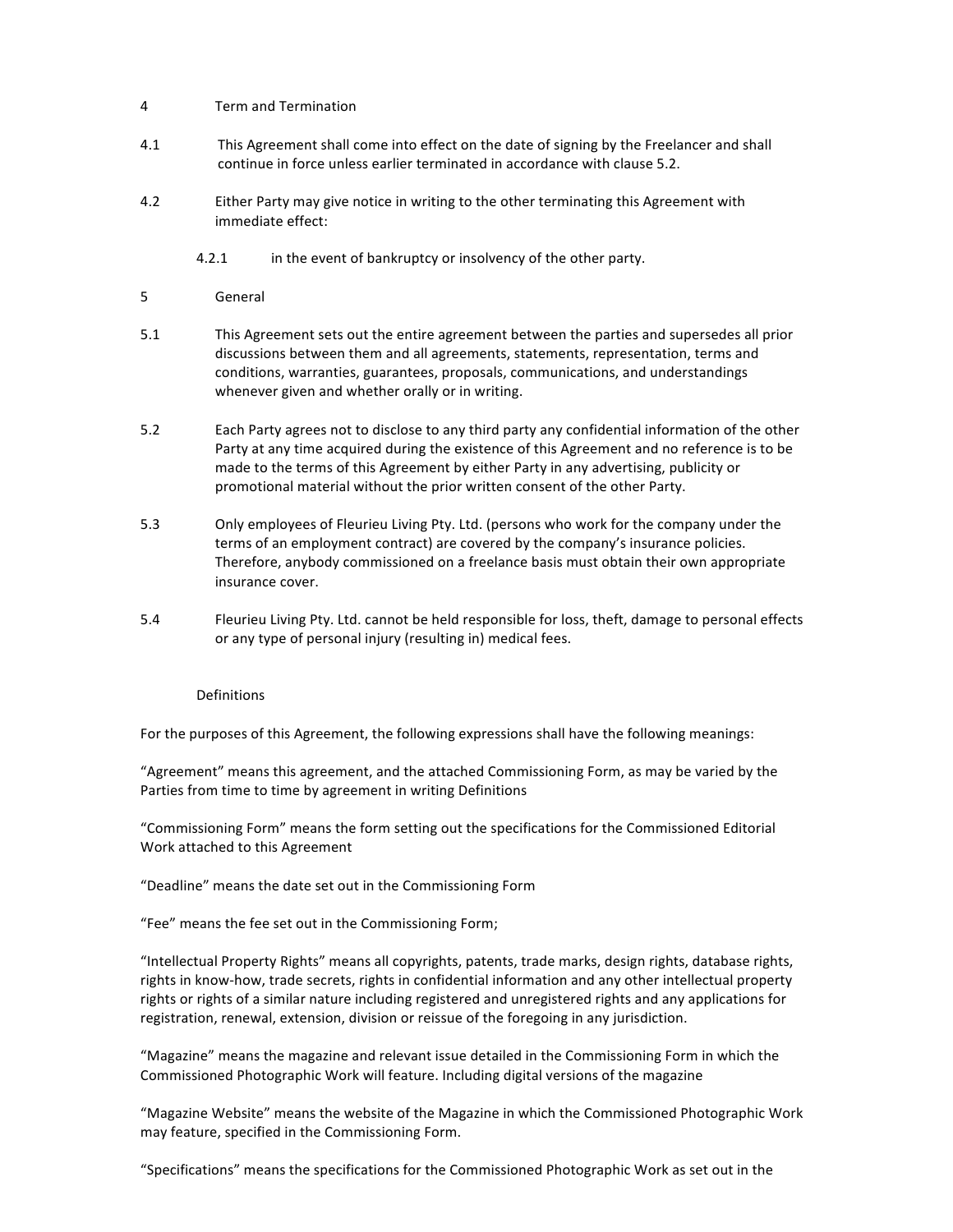## 4 Term and Termination

4.1 This Agreement shall come into effect on the date of signing by the Freelancer and shall continue in force unless earlier terminated in accordance with clause 5.2.

4.2 Either Party may give notice in writing to the other terminating this Agreement with immediate effect:

4.2.1 in the event of bankruptcy or insolvency of the other party.

## 5 General

5.1 This Agreement sets out the entire agreement between the parties and supersedes all prior discussions between them and all agreements, statements, representation, terms and conditions, warranties, guarantees, proposals, communications, and understandings whenever given and whether orally or in writing.

5.2 Each Party agrees not to disclose to any third party any confidential information of the other Party at any time acquired during the existence of this Agreement and no reference is to be made to the terms of this Agreement by either Party in any advertising, publicity or promotional material without the prior written consent of the other Party.

5.3 Only employees of Fleurieu Living Pty. Ltd. (persons who work for the company under the terms of an employment contract) are covered by the company's insurance policies. Therefore, anybody commissioned on a freelance basis must obtain their own appropriate insurance cover.

5.4 Fleurieu Living Pty. Ltd. cannot be held responsible for loss, theft, damage to personal effects or any type of personal injury (resulting in) medical fees.

## Definitions

For the purposes of this Agreement, the following expressions shall have the following meanings:

"Agreement" means this agreement, and the attached Commissioning Form, as may be varied by the Parties from time to time by agreement in writing Definitions

"Commissioning Form" means the form setting out the specifications for the Commissioned Editorial Work attached to this Agreement

"Deadline" means the date set out in the Commissioning Form

"Fee" means the fee set out in the Commissioning Form;

"Intellectual Property Rights" means all copyrights, patents, trade marks, design rights, database rights, rights in know-how, trade secrets, rights in confidential information and any other intellectual property rights or rights of a similar nature including registered and unregistered rights and any applications for registration, renewal, extension, division or reissue of the foregoing in any jurisdiction.

"Magazine" means the magazine and relevant issue detailed in the Commissioning Form in which the Commissioned Photographic Work will feature. Including digital versions of the magazine

"Magazine Website" means the website of the Magazine in which the Commissioned Photographic Work may feature, specified in the Commissioning Form.

"Specifications" means the specifications for the Commissioned Photographic Work as set out in the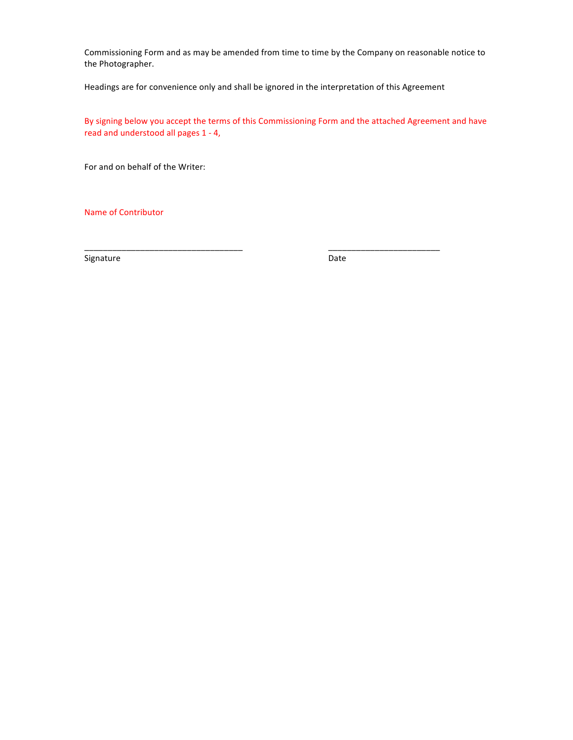Commissioning Form and as may be amended from time to time by the Company on reasonable notice to the Photographer.

Headings are for convenience only and shall be ignored in the interpretation of this Agreement

By signing below you accept the terms of this Commissioning Form and the attached Agreement and have read and understood all pages 1 - 4,

For and on behalf of the Writer:

Name of Contributor

_________________________________ ________________________

Signature Date